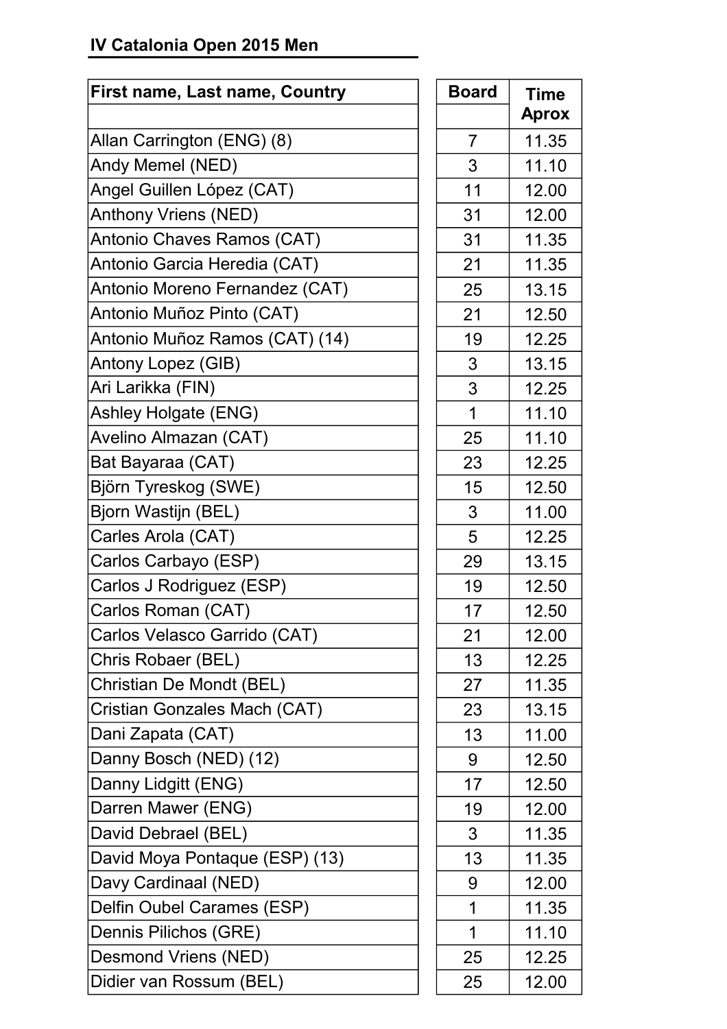# IV Catalonia Open 2015 Men

| First name, Last name, Country | Board | Time Aprox |
|---|---|---|
| Allan Carrington (ENG) (8) | 7 | 11.35 |
| Andy Memel (NED) | 3 | 11.10 |
| Angel Guillen López (CAT) | 11 | 12.00 |
| Anthony Vriens (NED) | 31 | 12.00 |
| Antonio Chaves Ramos (CAT) | 31 | 11.35 |
| Antonio Garcia Heredia (CAT) | 21 | 11.35 |
| Antonio Moreno Fernandez (CAT) | 25 | 13.15 |
| Antonio Muñoz Pinto (CAT) | 21 | 12.50 |
| Antonio Muñoz Ramos (CAT) (14) | 19 | 12.25 |
| Antony Lopez (GIB) | 3 | 13.15 |
| Ari Larikka (FIN) | 3 | 12.25 |
| Ashley Holgate (ENG) | 1 | 11.10 |
| Avelino Almazan (CAT) | 25 | 11.10 |
| Bat Bayaraa (CAT) | 23 | 12.25 |
| Björn Tyreskog (SWE) | 15 | 12.50 |
| Bjorn Wastijn (BEL) | 3 | 11.00 |
| Carles Arola (CAT) | 5 | 12.25 |
| Carlos Carbayo (ESP) | 29 | 13.15 |
| Carlos J Rodriguez (ESP) | 19 | 12.50 |
| Carlos Roman (CAT) | 17 | 12.50 |
| Carlos Velasco Garrido (CAT) | 21 | 12.00 |
| Chris Robaer (BEL) | 13 | 12.25 |
| Christian De Mondt (BEL) | 27 | 11.35 |
| Cristian Gonzales Mach (CAT) | 23 | 13.15 |
| Dani Zapata (CAT) | 13 | 11.00 |
| Danny Bosch (NED) (12) | 9 | 12.50 |
| Danny Lidgitt (ENG) | 17 | 12.50 |
| Darren Mawer (ENG) | 19 | 12.00 |
| David Debrael (BEL) | 3 | 11.35 |
| David Moya Pontaque (ESP) (13) | 13 | 11.35 |
| Davy Cardinaal (NED) | 9 | 12.00 |
| Delfin Oubel Carames (ESP) | 1 | 11.35 |
| Dennis Pilichos (GRE) | 1 | 11.10 |
| Desmond Vriens (NED) | 25 | 12.25 |
| Didier van Rossum (BEL) | 25 | 12.00 |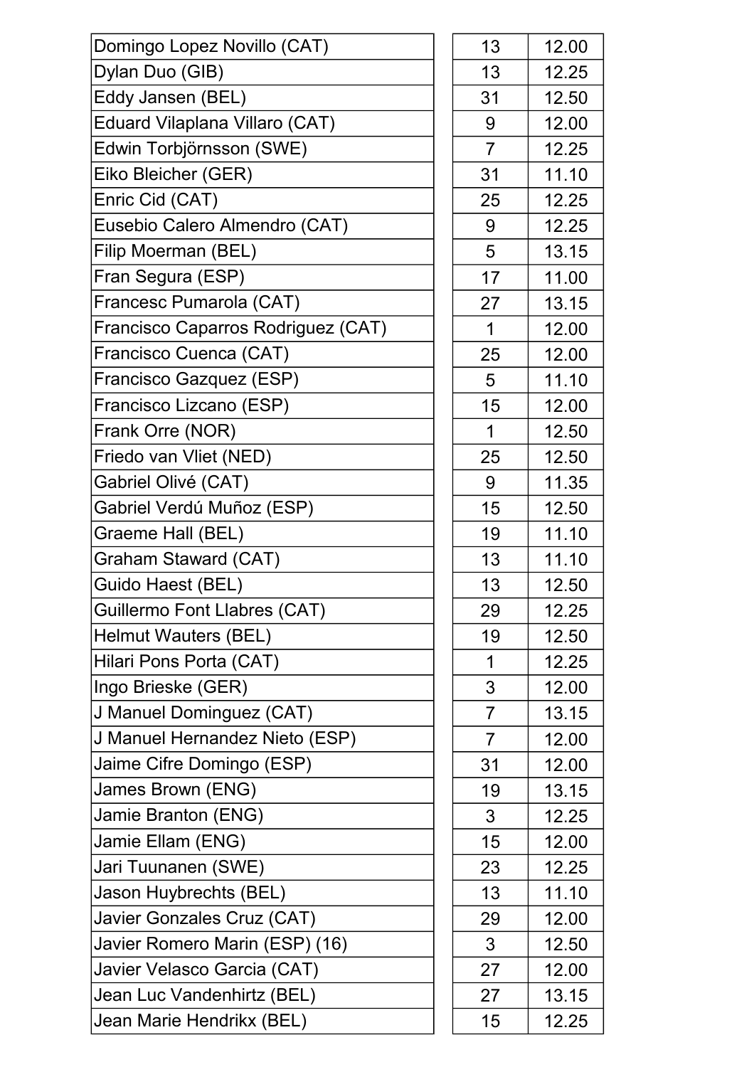| | | |
|---|---|---|
| Domingo Lopez Novillo (CAT) | 13 | 12.00 |
| Dylan Duo (GIB) | 13 | 12.25 |
| Eddy Jansen (BEL) | 31 | 12.50 |
| Eduard Vilaplana Villaro (CAT) | 9 | 12.00 |
| Edwin Torbjörnsson (SWE) | 7 | 12.25 |
| Eiko Bleicher (GER) | 31 | 11.10 |
| Enric Cid (CAT) | 25 | 12.25 |
| Eusebio Calero Almendro (CAT) | 9 | 12.25 |
| Filip Moerman (BEL) | 5 | 13.15 |
| Fran Segura (ESP) | 17 | 11.00 |
| Francesc Pumarola (CAT) | 27 | 13.15 |
| Francisco Caparros Rodriguez (CAT) | 1 | 12.00 |
| Francisco Cuenca (CAT) | 25 | 12.00 |
| Francisco Gazquez (ESP) | 5 | 11.10 |
| Francisco Lizcano (ESP) | 15 | 12.00 |
| Frank Orre (NOR) | 1 | 12.50 |
| Friedo van Vliet (NED) | 25 | 12.50 |
| Gabriel Olivé (CAT) | 9 | 11.35 |
| Gabriel Verdú Muñoz (ESP) | 15 | 12.50 |
| Graeme Hall (BEL) | 19 | 11.10 |
| Graham Staward (CAT) | 13 | 11.10 |
| Guido Haest (BEL) | 13 | 12.50 |
| Guillermo Font Llabres (CAT) | 29 | 12.25 |
| Helmut Wauters (BEL) | 19 | 12.50 |
| Hilari Pons Porta (CAT) | 1 | 12.25 |
| Ingo Brieske (GER) | 3 | 12.00 |
| J Manuel Dominguez (CAT) | 7 | 13.15 |
| J Manuel Hernandez Nieto (ESP) | 7 | 12.00 |
| Jaime Cifre Domingo (ESP) | 31 | 12.00 |
| James Brown (ENG) | 19 | 13.15 |
| Jamie Branton (ENG) | 3 | 12.25 |
| Jamie Ellam (ENG) | 15 | 12.00 |
| Jari Tuunanen (SWE) | 23 | 12.25 |
| Jason Huybrechts (BEL) | 13 | 11.10 |
| Javier Gonzales Cruz (CAT) | 29 | 12.00 |
| Javier Romero Marin (ESP) (16) | 3 | 12.50 |
| Javier Velasco Garcia (CAT) | 27 | 12.00 |
| Jean Luc Vandenhirtz (BEL) | 27 | 13.15 |
| Jean Marie Hendrikx (BEL) | 15 | 12.25 |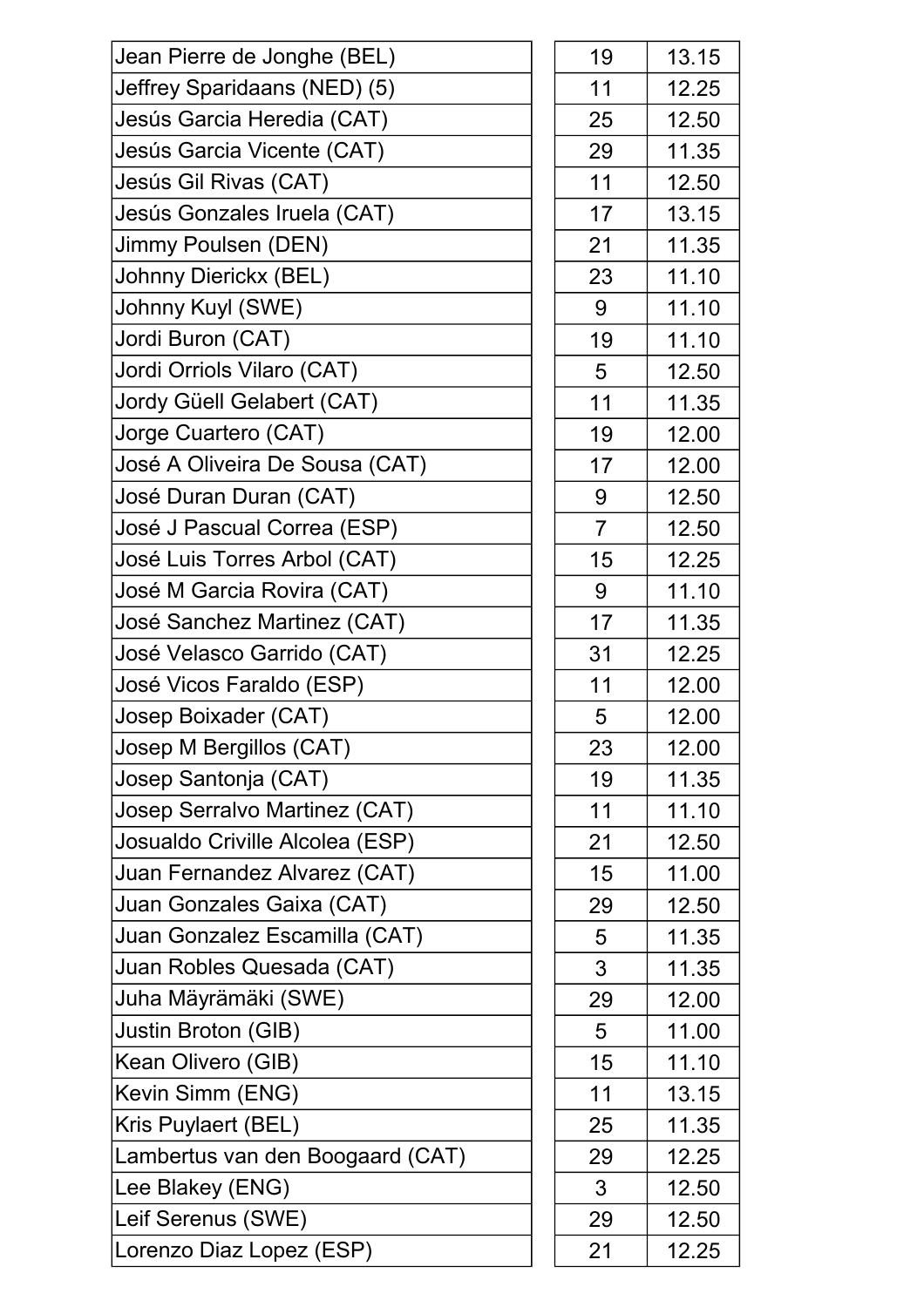| | | |
|---|---|---|
| Jean Pierre de Jonghe (BEL) | 19 | 13.15 |
| Jeffrey Sparidaans (NED) (5) | 11 | 12.25 |
| Jesús Garcia Heredia (CAT) | 25 | 12.50 |
| Jesús Garcia Vicente (CAT) | 29 | 11.35 |
| Jesús Gil Rivas (CAT) | 11 | 12.50 |
| Jesús Gonzales Iruela (CAT) | 17 | 13.15 |
| Jimmy Poulsen (DEN) | 21 | 11.35 |
| Johnny Dierickx (BEL) | 23 | 11.10 |
| Johnny Kuyl (SWE) | 9 | 11.10 |
| Jordi Buron (CAT) | 19 | 11.10 |
| Jordi Orriols Vilaro (CAT) | 5 | 12.50 |
| Jordy Güell Gelabert (CAT) | 11 | 11.35 |
| Jorge Cuartero (CAT) | 19 | 12.00 |
| José A Oliveira De Sousa (CAT) | 17 | 12.00 |
| José Duran Duran (CAT) | 9 | 12.50 |
| José J Pascual Correa (ESP) | 7 | 12.50 |
| José Luis Torres Arbol (CAT) | 15 | 12.25 |
| José M Garcia Rovira (CAT) | 9 | 11.10 |
| José Sanchez Martinez (CAT) | 17 | 11.35 |
| José Velasco Garrido (CAT) | 31 | 12.25 |
| José Vicos Faraldo (ESP) | 11 | 12.00 |
| Josep Boixader (CAT) | 5 | 12.00 |
| Josep M Bergillos (CAT) | 23 | 12.00 |
| Josep Santonja (CAT) | 19 | 11.35 |
| Josep Serralvo Martinez (CAT) | 11 | 11.10 |
| Josualdo Criville Alcolea (ESP) | 21 | 12.50 |
| Juan Fernandez Alvarez (CAT) | 15 | 11.00 |
| Juan Gonzales Gaixa (CAT) | 29 | 12.50 |
| Juan Gonzalez Escamilla (CAT) | 5 | 11.35 |
| Juan Robles Quesada (CAT) | 3 | 11.35 |
| Juha Mäyrämäki (SWE) | 29 | 12.00 |
| Justin Broton (GIB) | 5 | 11.00 |
| Kean Olivero (GIB) | 15 | 11.10 |
| Kevin Simm (ENG) | 11 | 13.15 |
| Kris Puylaert (BEL) | 25 | 11.35 |
| Lambertus van den Boogaard (CAT) | 29 | 12.25 |
| Lee Blakey (ENG) | 3 | 12.50 |
| Leif Serenus (SWE) | 29 | 12.50 |
| Lorenzo Diaz Lopez (ESP) | 21 | 12.25 |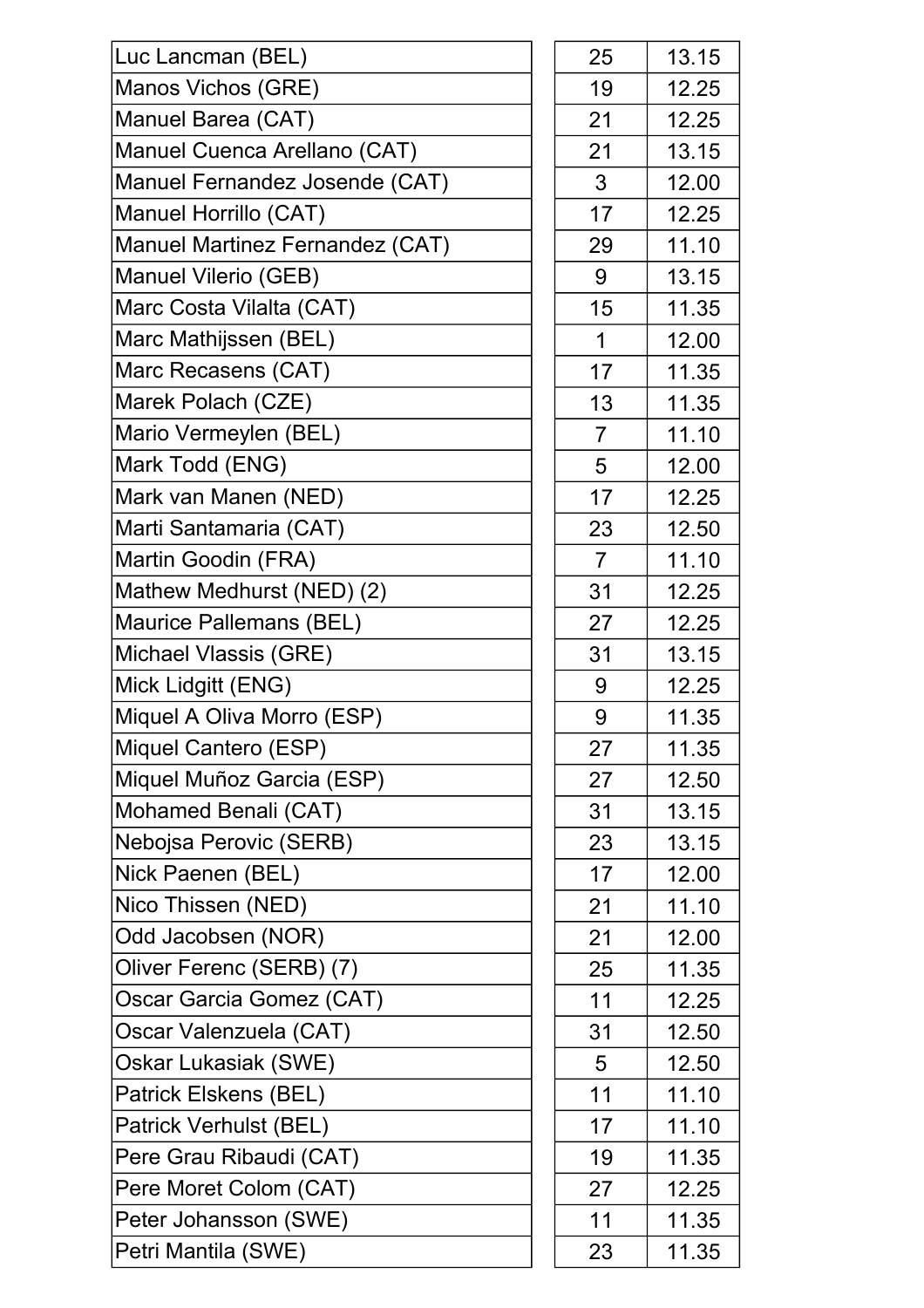| | | |
|---|---|---|
| Luc Lancman (BEL) | 25 | 13.15 |
| Manos Vichos (GRE) | 19 | 12.25 |
| Manuel Barea (CAT) | 21 | 12.25 |
| Manuel Cuenca Arellano (CAT) | 21 | 13.15 |
| Manuel Fernandez Josende (CAT) | 3 | 12.00 |
| Manuel Horrillo (CAT) | 17 | 12.25 |
| Manuel Martinez Fernandez (CAT) | 29 | 11.10 |
| Manuel Vilerio (GEB) | 9 | 13.15 |
| Marc Costa Vilalta (CAT) | 15 | 11.35 |
| Marc Mathijssen (BEL) | 1 | 12.00 |
| Marc Recasens (CAT) | 17 | 11.35 |
| Marek Polach (CZE) | 13 | 11.35 |
| Mario Vermeylen (BEL) | 7 | 11.10 |
| Mark Todd (ENG) | 5 | 12.00 |
| Mark van Manen (NED) | 17 | 12.25 |
| Marti Santamaria (CAT) | 23 | 12.50 |
| Martin Goodin (FRA) | 7 | 11.10 |
| Mathew Medhurst (NED) (2) | 31 | 12.25 |
| Maurice Pallemans (BEL) | 27 | 12.25 |
| Michael Vlassis (GRE) | 31 | 13.15 |
| Mick Lidgitt (ENG) | 9 | 12.25 |
| Miquel A Oliva Morro (ESP) | 9 | 11.35 |
| Miquel Cantero (ESP) | 27 | 11.35 |
| Miquel Muñoz Garcia (ESP) | 27 | 12.50 |
| Mohamed Benali (CAT) | 31 | 13.15 |
| Nebojsa Perovic (SERB) | 23 | 13.15 |
| Nick Paenen (BEL) | 17 | 12.00 |
| Nico Thissen (NED) | 21 | 11.10 |
| Odd Jacobsen (NOR) | 21 | 12.00 |
| Oliver Ferenc (SERB) (7) | 25 | 11.35 |
| Oscar Garcia Gomez (CAT) | 11 | 12.25 |
| Oscar Valenzuela (CAT) | 31 | 12.50 |
| Oskar Lukasiak (SWE) | 5 | 12.50 |
| Patrick Elskens (BEL) | 11 | 11.10 |
| Patrick Verhulst (BEL) | 17 | 11.10 |
| Pere Grau Ribaudi (CAT) | 19 | 11.35 |
| Pere Moret Colom (CAT) | 27 | 12.25 |
| Peter Johansson (SWE) | 11 | 11.35 |
| Petri Mantila (SWE) | 23 | 11.35 |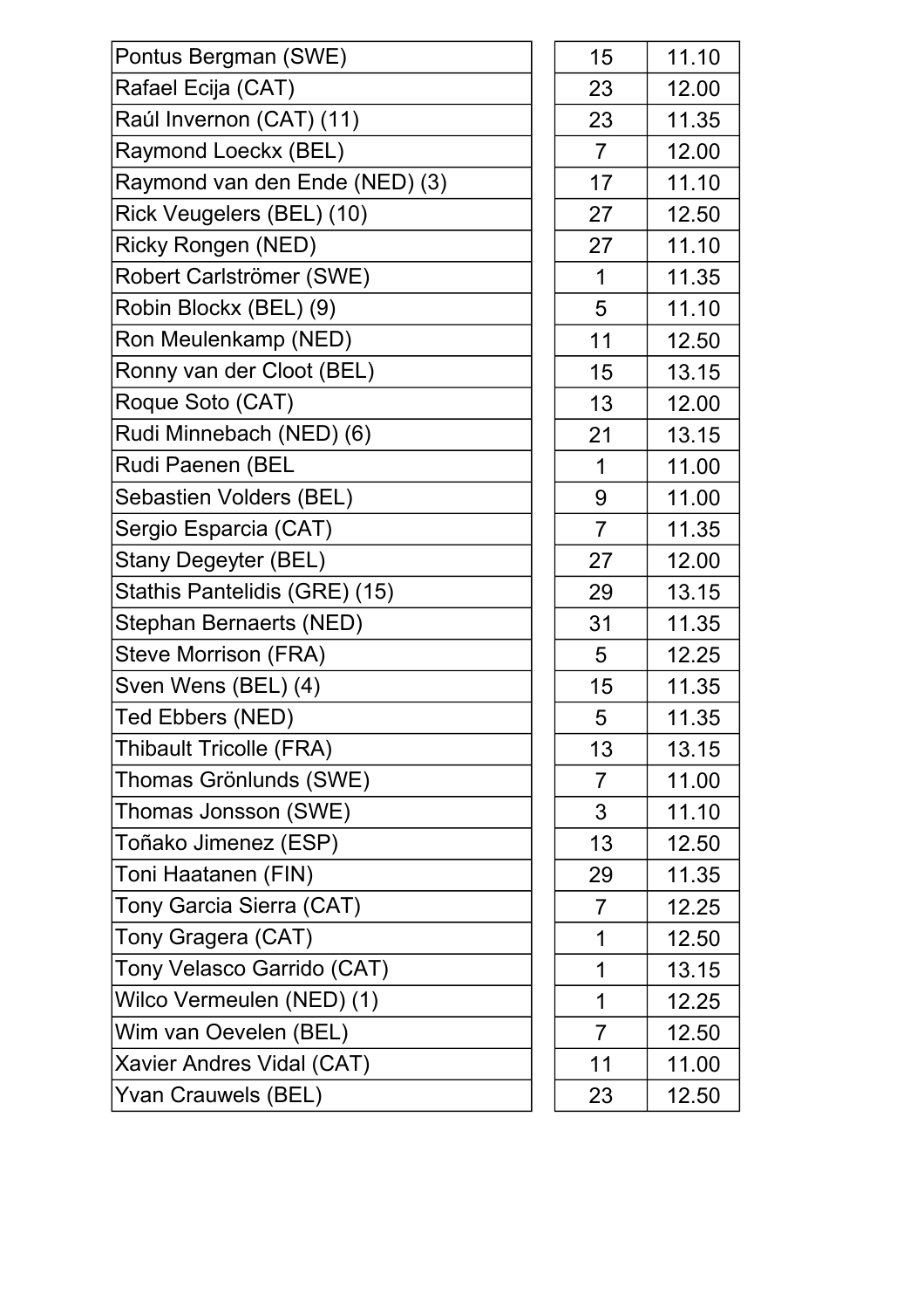| | | |
|---|---|---|
| Pontus Bergman (SWE) | 15 | 11.10 |
| Rafael Ecija (CAT) | 23 | 12.00 |
| Raúl Invernon (CAT) (11) | 23 | 11.35 |
| Raymond Loeckx (BEL) | 7 | 12.00 |
| Raymond van den Ende (NED) (3) | 17 | 11.10 |
| Rick Veugelers (BEL) (10) | 27 | 12.50 |
| Ricky Rongen (NED) | 27 | 11.10 |
| Robert Carlströmer (SWE) | 1 | 11.35 |
| Robin Blockx (BEL) (9) | 5 | 11.10 |
| Ron Meulenkamp (NED) | 11 | 12.50 |
| Ronny van der Cloot (BEL) | 15 | 13.15 |
| Roque Soto (CAT) | 13 | 12.00 |
| Rudi Minnebach (NED) (6) | 21 | 13.15 |
| Rudi Paenen (BEL | 1 | 11.00 |
| Sebastien Volders (BEL) | 9 | 11.00 |
| Sergio Esparcia (CAT) | 7 | 11.35 |
| Stany Degeyter (BEL) | 27 | 12.00 |
| Stathis Pantelidis (GRE) (15) | 29 | 13.15 |
| Stephan Bernaerts (NED) | 31 | 11.35 |
| Steve Morrison (FRA) | 5 | 12.25 |
| Sven Wens (BEL) (4) | 15 | 11.35 |
| Ted Ebbers (NED) | 5 | 11.35 |
| Thibault Tricolle (FRA) | 13 | 13.15 |
| Thomas Grönlunds (SWE) | 7 | 11.00 |
| Thomas Jonsson (SWE) | 3 | 11.10 |
| Toñako Jimenez (ESP) | 13 | 12.50 |
| Toni Haatanen (FIN) | 29 | 11.35 |
| Tony Garcia Sierra (CAT) | 7 | 12.25 |
| Tony Gragera (CAT) | 1 | 12.50 |
| Tony Velasco Garrido (CAT) | 1 | 13.15 |
| Wilco Vermeulen (NED) (1) | 1 | 12.25 |
| Wim van Oevelen (BEL) | 7 | 12.50 |
| Xavier Andres Vidal (CAT) | 11 | 11.00 |
| Yvan Crauwels (BEL) | 23 | 12.50 |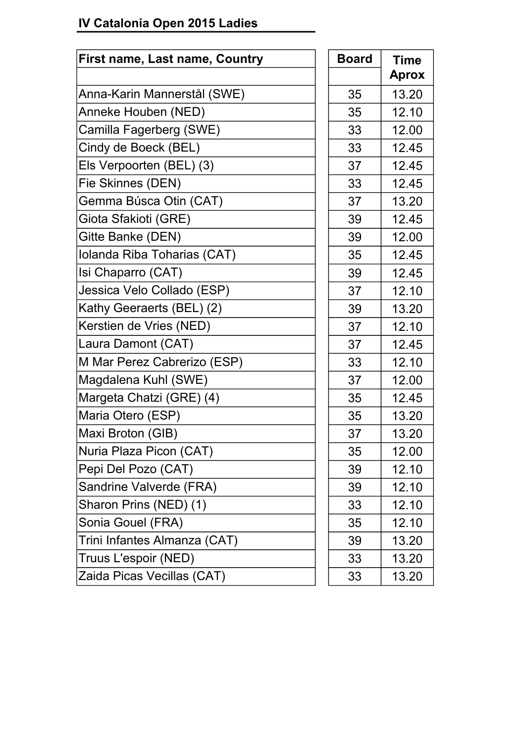## IV Catalonia Open 2015 Ladies

| First name, Last name, Country | Board | Time Aprox |
|---|---|---|
| Anna-Karin Mannerstål (SWE) | 35 | 13.20 |
| Anneke Houben (NED) | 35 | 12.10 |
| Camilla Fagerberg (SWE) | 33 | 12.00 |
| Cindy de Boeck (BEL) | 33 | 12.45 |
| Els Verpoorten (BEL) (3) | 37 | 12.45 |
| Fie Skinnes (DEN) | 33 | 12.45 |
| Gemma Búsca Otin (CAT) | 37 | 13.20 |
| Giota Sfakioti (GRE) | 39 | 12.45 |
| Gitte Banke (DEN) | 39 | 12.00 |
| Iolanda Riba Toharias (CAT) | 35 | 12.45 |
| Isi Chaparro (CAT) | 39 | 12.45 |
| Jessica Velo Collado (ESP) | 37 | 12.10 |
| Kathy Geeraerts (BEL) (2) | 39 | 13.20 |
| Kerstien de Vries (NED) | 37 | 12.10 |
| Laura Damont (CAT) | 37 | 12.45 |
| M Mar Perez Cabrerizo (ESP) | 33 | 12.10 |
| Magdalena Kuhl (SWE) | 37 | 12.00 |
| Margeta Chatzi (GRE) (4) | 35 | 12.45 |
| Maria Otero (ESP) | 35 | 13.20 |
| Maxi Broton (GIB) | 37 | 13.20 |
| Nuria Plaza Picon (CAT) | 35 | 12.00 |
| Pepi Del Pozo (CAT) | 39 | 12.10 |
| Sandrine Valverde (FRA) | 39 | 12.10 |
| Sharon Prins (NED) (1) | 33 | 12.10 |
| Sonia Gouel (FRA) | 35 | 12.10 |
| Trini Infantes Almanza (CAT) | 39 | 13.20 |
| Truus L'espoir (NED) | 33 | 13.20 |
| Zaida Picas Vecillas (CAT) | 33 | 13.20 |